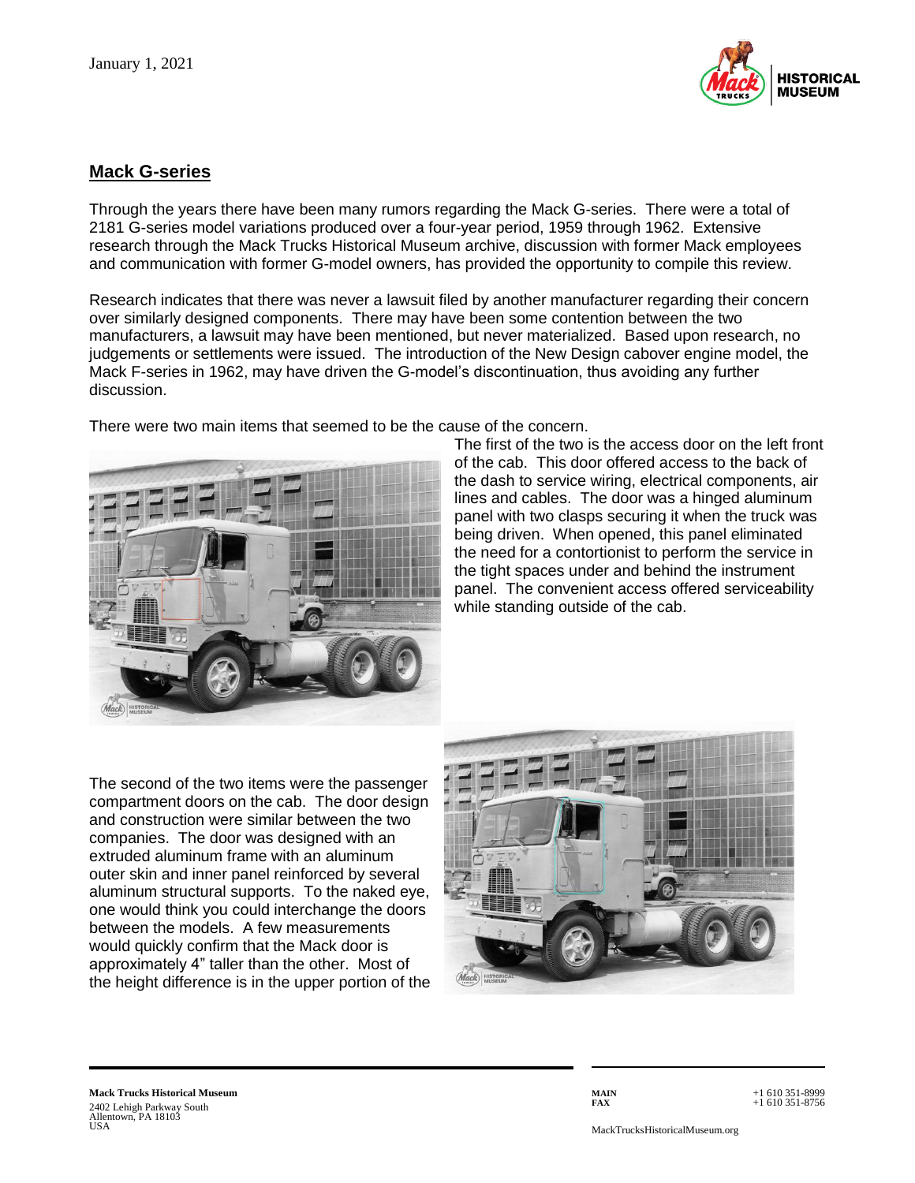January 1, 2021

## Mack G-series

Through the years there have been many rumors regarding the Mack G-series. There were a total of 2181 G-series model variations produced over a four-year period, 1959 through 1962. Extensive research through the Mack Trucks Historical Museum archive, discussion with former Mack employees and communication with former G-model owners, has provided the opportunity to compile this review.

Research indicates that there was never a lawsuit filed by another manufacturer regarding their concern over similarly designed components. There may have been some contention between the two manufacturers, a lawsuit may have been mentioned, but never materialized. Based upon research, no judgements or settlements were issued. The introduction of the New Design cabover engine model, the Mack F-series in 1962, may have driven the G-model's discontinuation, thus avoiding any further discussion.

There were two main items that seemed to be the cause of the concern.

The first of the two is the access door on the left front of the cab. This door offered access to the back of the dash to service wiring, electrical components, air lines and cables. The door was a hinged aluminum panel with two clasps securing it when the truck was being driven. When opened, this panel eliminated the need for a contortionist to perform the service in the tight spaces under and behind the instrument panel. The convenient access offered serviceability while standing outside of the cab.

The second of the two items were the passenger compartment doors on the cab. The door design and construction were similar between the two companies. The door was designed with an extruded aluminum frame with an aluminum outer skin and inner panel reinforced by several aluminum structural supports. To the naked eye, one would think you could interchange the doors between the models. A few measurements would quickly confirm that the Mack door is approximately 4" taller than the other. Most of the height difference is in the upper portion of the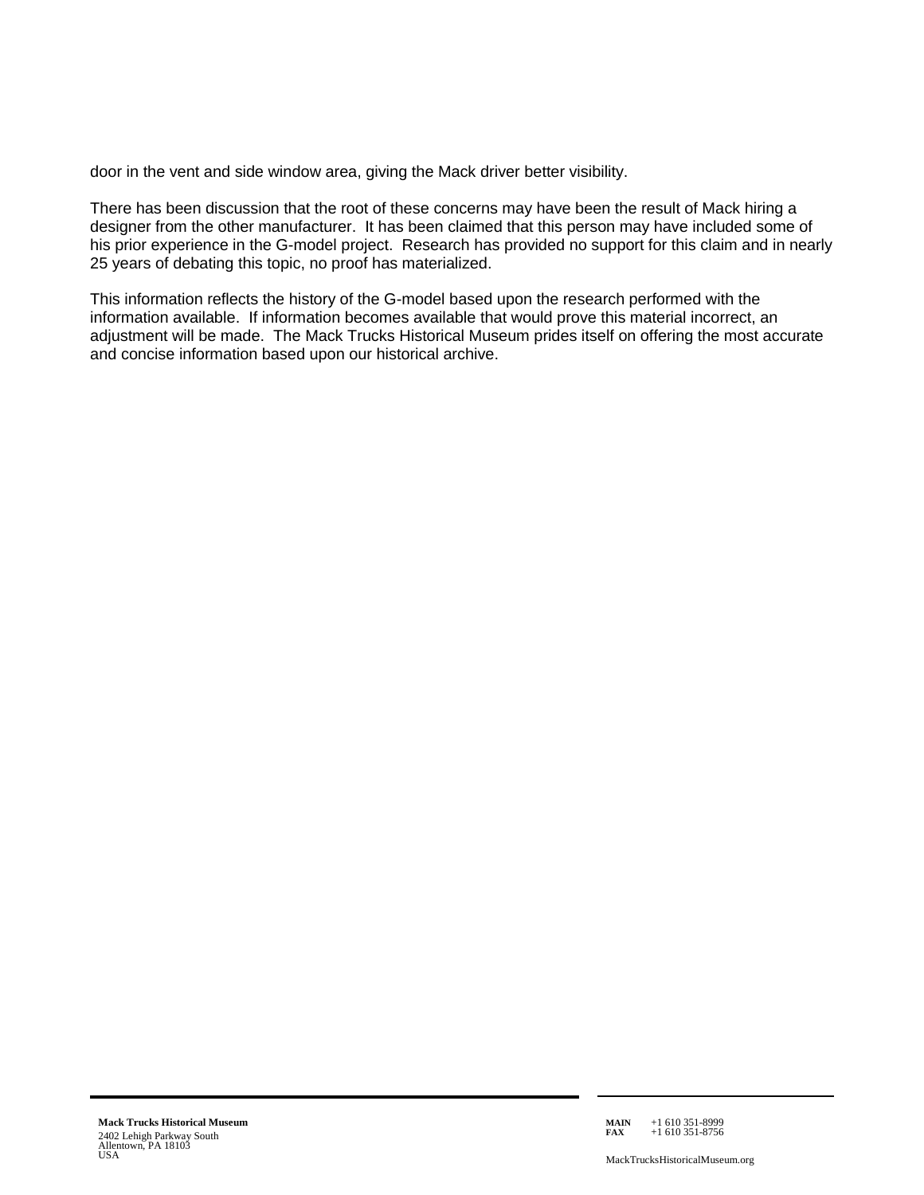door in the vent and side window area, giving the Mack driver better visibility.

There has been discussion that the root of these concerns may have been the result of Mack hiring a designer from the other manufacturer. It has been claimed that this person may have included some of his prior experience in the G-model project. Research has provided no support for this claim and in nearly 25 years of debating this topic, no proof has materialized.

This information reflects the history of the G-model based upon the research performed with the information available. If information becomes available that would prove this material incorrect, an adjustment will be made. The Mack Trucks Historical Museum prides itself on offering the most accurate and concise information based upon our historical archive.